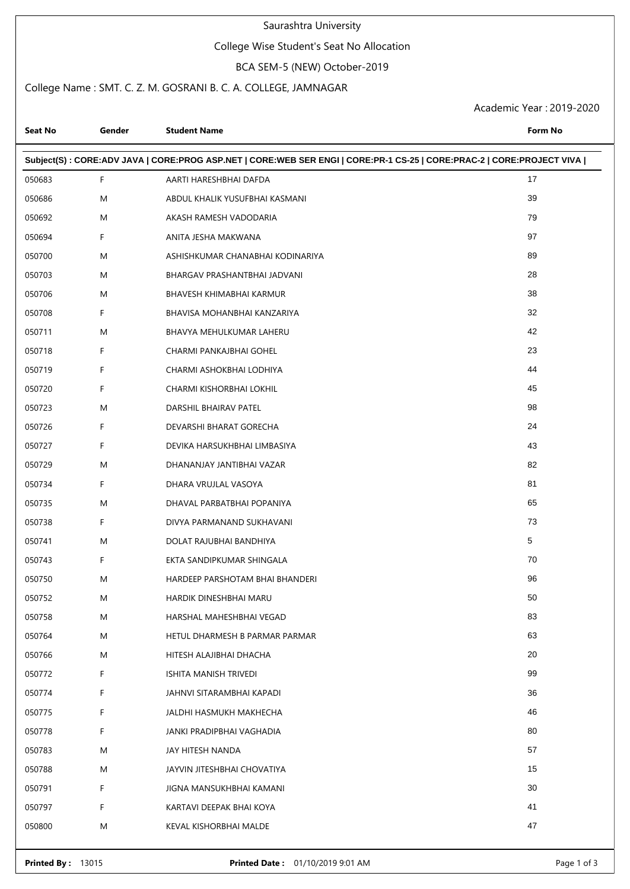# Saurashtra University

## College Wise Student's Seat No Allocation

### BCA SEM-5 (NEW) October-2019

College Name : SMT. C. Z. M. GOSRANI B. C. A. COLLEGE, JAMNAGAR

Academic Year : 2019-2020

| Seat No | Gender | Student Name | Form No |
|---|---|---|---|
| Subject(S) : CORE:ADV JAVA \| CORE:PROG ASP.NET \| CORE:WEB SER ENGI \| CORE:PR-1 CS-25 \| CORE:PRAC-2 \| CORE:PROJECT VIVA \| | | | |
| 050683 | F | AARTI HARESHBHAI DAFDA | 17 |
| 050686 | M | ABDUL KHALIK YUSUFBHAI KASMANI | 39 |
| 050692 | M | AKASH RAMESH VADODARIA | 79 |
| 050694 | F | ANITA JESHA MAKWANA | 97 |
| 050700 | M | ASHISHKUMAR CHANABHAI KODINARIYA | 89 |
| 050703 | M | BHARGAV PRASHANTBHAI JADVANI | 28 |
| 050706 | M | BHAVESH KHIMABHAI KARMUR | 38 |
| 050708 | F | BHAVISA MOHANBHAI KANZARIYA | 32 |
| 050711 | M | BHAVYA MEHULKUMAR LAHERU | 42 |
| 050718 | F | CHARMI PANKAJBHAI GOHEL | 23 |
| 050719 | F | CHARMI ASHOKBHAI LODHIYA | 44 |
| 050720 | F | CHARMI KISHORBHAI LOKHIL | 45 |
| 050723 | M | DARSHIL BHAIRAV PATEL | 98 |
| 050726 | F | DEVARSHI BHARAT GORECHA | 24 |
| 050727 | F | DEVIKA HARSUKHBHAI LIMBASIYA | 43 |
| 050729 | M | DHANANJAY JANTIBHAI VAZAR | 82 |
| 050734 | F | DHARA VRUJLAL VASOYA | 81 |
| 050735 | M | DHAVAL PARBATBHAI POPANIYA | 65 |
| 050738 | F | DIVYA PARMANAND SUKHAVANI | 73 |
| 050741 | M | DOLAT RAJUBHAI BANDHIYA | 5 |
| 050743 | F | EKTA SANDIPKUMAR SHINGALA | 70 |
| 050750 | M | HARDEEP PARSHOTAM BHAI BHANDERI | 96 |
| 050752 | M | HARDIK DINESHBHAI MARU | 50 |
| 050758 | M | HARSHAL MAHESHBHAI VEGAD | 83 |
| 050764 | M | HETUL DHARMESH B PARMAR PARMAR | 63 |
| 050766 | M | HITESH ALAJIBHAI DHACHA | 20 |
| 050772 | F | ISHITA MANISH TRIVEDI | 99 |
| 050774 | F | JAHNVI SITARAMBHAI KAPADI | 36 |
| 050775 | F | JALDHI HASMUKH MAKHECHA | 46 |
| 050778 | F | JANKI PRADIPBHAI VAGHADIA | 80 |
| 050783 | M | JAY HITESH NANDA | 57 |
| 050788 | M | JAYVIN JITESHBHAI CHOVATIYA | 15 |
| 050791 | F | JIGNA MANSUKHBHAI KAMANI | 30 |
| 050797 | F | KARTAVI DEEPAK BHAI KOYA | 41 |
| 050800 | M | KEVAL KISHORBHAI MALDE | 47 |

**Printed By :** 13015 **Printed Date :** 01/10/2019 9:01 AM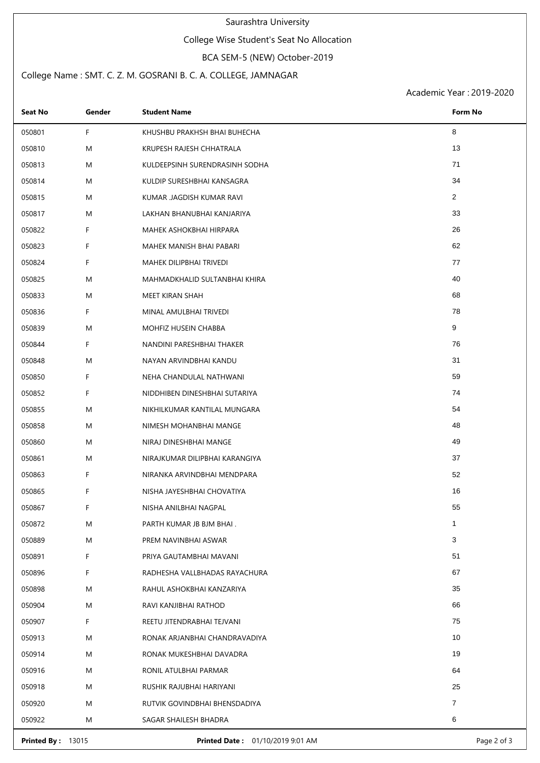Saurashtra University

College Wise Student's Seat No Allocation

BCA SEM-5 (NEW) October-2019

College Name : SMT. C. Z. M. GOSRANI B. C. A. COLLEGE, JAMNAGAR

Academic Year : 2019-2020

| Seat No | Gender | Student Name | Form No |
|---|---|---|---|
| 050801 | F | KHUSHBU PRAKHSH BHAI BUHECHA | 8 |
| 050810 | M | KRUPESH RAJESH CHHATRALA | 13 |
| 050813 | M | KULDEEPSINH SURENDRASINH SODHA | 71 |
| 050814 | M | KULDIP SURESHBHAI KANSAGRA | 34 |
| 050815 | M | KUMAR .JAGDISH KUMAR RAVI | 2 |
| 050817 | M | LAKHAN BHANUBHAI KANJARIYA | 33 |
| 050822 | F | MAHEK ASHOKBHAI HIRPARA | 26 |
| 050823 | F | MAHEK MANISH BHAI PABARI | 62 |
| 050824 | F | MAHEK DILIPBHAI TRIVEDI | 77 |
| 050825 | M | MAHMADKHALID SULTANBHAI KHIRA | 40 |
| 050833 | M | MEET KIRAN SHAH | 68 |
| 050836 | F | MINAL AMULBHAI TRIVEDI | 78 |
| 050839 | M | MOHFIZ HUSEIN CHABBA | 9 |
| 050844 | F | NANDINI PARESHBHAI THAKER | 76 |
| 050848 | M | NAYAN ARVINDBHAI KANDU | 31 |
| 050850 | F | NEHA CHANDULAL NATHWANI | 59 |
| 050852 | F | NIDDHIBEN DINESHBHAI SUTARIYA | 74 |
| 050855 | M | NIKHILKUMAR KANTILAL MUNGARA | 54 |
| 050858 | M | NIMESH MOHANBHAI MANGE | 48 |
| 050860 | M | NIRAJ DINESHBHAI MANGE | 49 |
| 050861 | M | NIRAJKUMAR DILIPBHAI KARANGIYA | 37 |
| 050863 | F | NIRANKA ARVINDBHAI MENDPARA | 52 |
| 050865 | F | NISHA JAYESHBHAI CHOVATIYA | 16 |
| 050867 | F | NISHA ANILBHAI NAGPAL | 55 |
| 050872 | M | PARTH KUMAR JB BJM BHAI . | 1 |
| 050889 | M | PREM NAVINBHAI ASWAR | 3 |
| 050891 | F | PRIYA GAUTAMBHAI MAVANI | 51 |
| 050896 | F | RADHESHA VALLBHADAS RAYACHURA | 67 |
| 050898 | M | RAHUL ASHOKBHAI KANZARIYA | 35 |
| 050904 | M | RAVI KANJIBHAI RATHOD | 66 |
| 050907 | F | REETU JITENDRABHAI TEJVANI | 75 |
| 050913 | M | RONAK ARJANBHAI CHANDRAVADIYA | 10 |
| 050914 | M | RONAK MUKESHBHAI DAVADRA | 19 |
| 050916 | M | RONIL ATULBHAI PARMAR | 64 |
| 050918 | M | RUSHIK RAJUBHAI HARIYANI | 25 |
| 050920 | M | RUTVIK GOVINDBHAI BHENSDADIYA | 7 |
| 050922 | M | SAGAR SHAILESH BHADRA | 6 |

**Printed By :** 13015 **Printed Date :** 01/10/2019 9:01 AM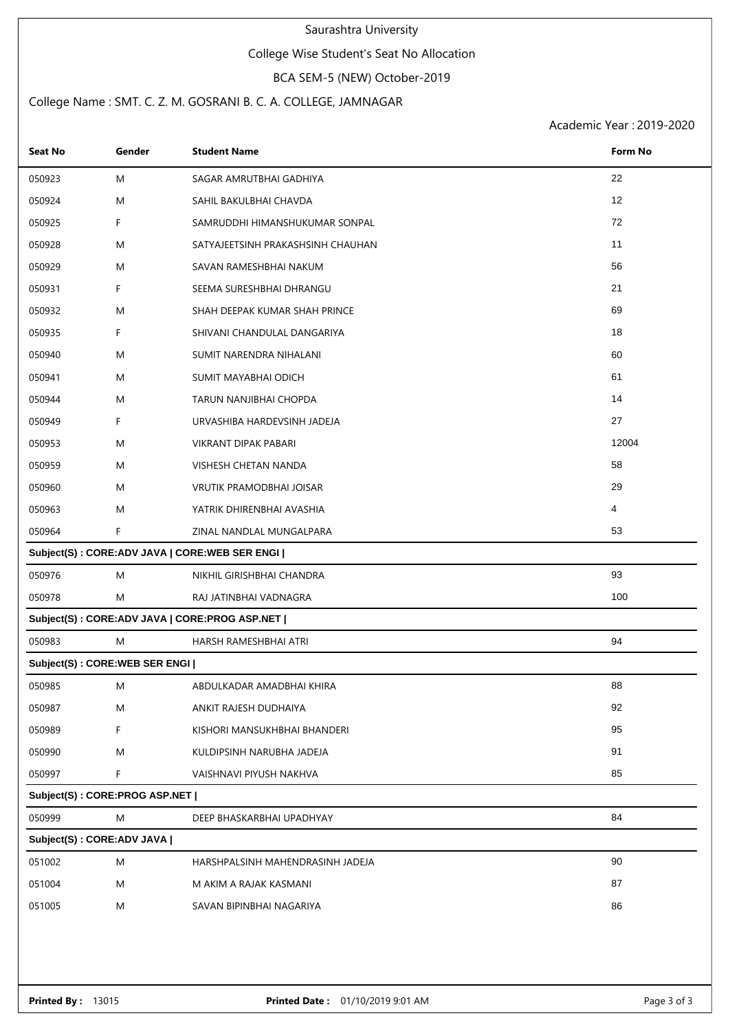Saurashtra University

College Wise Student's Seat No Allocation

BCA SEM-5 (NEW) October-2019

College Name : SMT. C. Z. M. GOSRANI B. C. A. COLLEGE, JAMNAGAR

Academic Year : 2019-2020

| Seat No | Gender | Student Name | Form No |
|---|---|---|---|
| 050923 | M | SAGAR AMRUTBHAI GADHIYA | 22 |
| 050924 | M | SAHIL BAKULBHAI CHAVDA | 12 |
| 050925 | F | SAMRUDDHI HIMANSHUKUMAR SONPAL | 72 |
| 050928 | M | SATYAJEETSINH PRAKASHSINH CHAUHAN | 11 |
| 050929 | M | SAVAN RAMESHBHAI NAKUM | 56 |
| 050931 | F | SEEMA SURESHBHAI DHRANGU | 21 |
| 050932 | M | SHAH DEEPAK KUMAR SHAH PRINCE | 69 |
| 050935 | F | SHIVANI CHANDULAL DANGARIYA | 18 |
| 050940 | M | SUMIT NARENDRA NIHALANI | 60 |
| 050941 | M | SUMIT MAYABHAI ODICH | 61 |
| 050944 | M | TARUN NANJIBHAI CHOPDA | 14 |
| 050949 | F | URVASHIBA HARDEVSINH JADEJA | 27 |
| 050953 | M | VIKRANT DIPAK PABARI | 12004 |
| 050959 | M | VISHESH CHETAN NANDA | 58 |
| 050960 | M | VRUTIK PRAMODBHAI JOISAR | 29 |
| 050963 | M | YATRIK DHIRENBHAI AVASHIA | 4 |
| 050964 | F | ZINAL NANDLAL MUNGALPARA | 53 |
| **Subject(S) : CORE:ADV JAVA \| CORE:WEB SER ENGI \|** | | | |
| 050976 | M | NIKHIL GIRISHBHAI CHANDRA | 93 |
| 050978 | M | RAJ JATINBHAI VADNAGRA | 100 |
| **Subject(S) : CORE:ADV JAVA \| CORE:PROG ASP.NET \|** | | | |
| 050983 | M | HARSH RAMESHBHAI ATRI | 94 |
| **Subject(S) : CORE:WEB SER ENGI \|** | | | |
| 050985 | M | ABDULKADAR AMADBHAI KHIRA | 88 |
| 050987 | M | ANKIT RAJESH DUDHAIYA | 92 |
| 050989 | F | KISHORI MANSUKHBHAI BHANDERI | 95 |
| 050990 | M | KULDIPSINH NARUBHA JADEJA | 91 |
| 050997 | F | VAISHNAVI PIYUSH NAKHVA | 85 |
| **Subject(S) : CORE:PROG ASP.NET \|** | | | |
| 050999 | M | DEEP BHASKARBHAI UPADHYAY | 84 |
| **Subject(S) : CORE:ADV JAVA \|** | | | |
| 051002 | M | HARSHPALSINH MAHENDRASINH JADEJA | 90 |
| 051004 | M | M AKIM A RAJAK KASMANI | 87 |
| 051005 | M | SAVAN BIPINBHAI NAGARIYA | 86 |

**Printed By :** 13015 **Printed Date :** 01/10/2019 9:01 AM